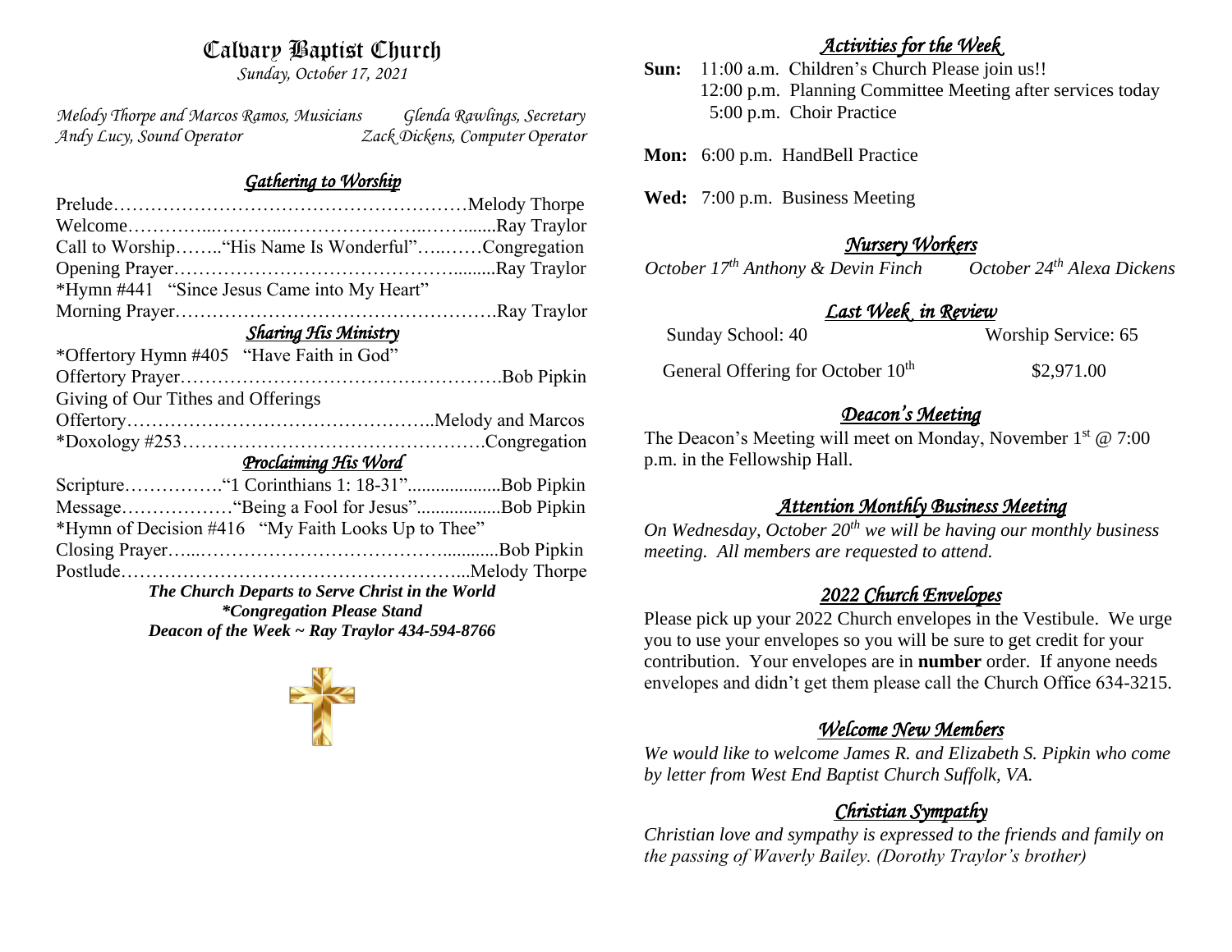# Calvary Baptist Church

*Sunday, October 17, 2021*

*Melody Thorpe and Marcos Ramos, Musicians* *Glenda Rawlings, Secretary*
*Andy Lucy, Sound Operator* *Zack Dickens, Computer Operator*

## *Gathering to Worship*

Prelude……………………………………………………Melody Thorpe
Welcome……………………………………………………Ray Traylor
Call to Worship……."His Name Is Wonderful"……………Congregation
Opening Prayer……………………………………………Ray Traylor
*Hymn #441 "Since Jesus Came into My Heart"
Morning Prayer……………………………………………Ray Traylor

## *Sharing His Ministry*

*Offertory Hymn #405 "Have Faith in God"
Offertory Prayer……………………………………………Bob Pipkin
Giving of Our Tithes and Offerings
Offertory…………………………………………..Melody and Marcos
*Doxology #253……………………………………………Congregation

## *Proclaiming His Word*

Scripture…………."1 Corinthians 1: 18-31"………………Bob Pipkin
Message……………"Being a Fool for Jesus"………………Bob Pipkin
*Hymn of Decision #416 "My Faith Looks Up to Thee"
Closing Prayer………………………………………………Bob Pipkin
Postlude……………………………………………………Melody Thorpe

***The Church Departs to Serve Christ in the World***
***\*Congregation Please Stand***
***Deacon of the Week ~ Ray Traylor 434-594-8766***

## *Activities for the Week*

**Sun:** 11:00 a.m. Children's Church Please join us!!
12:00 p.m. Planning Committee Meeting after services today
5:00 p.m. Choir Practice

**Mon:** 6:00 p.m. HandBell Practice

**Wed:** 7:00 p.m. Business Meeting

## *Nursery Workers*

*October 17th Anthony & Devin Finch* *October 24th Alexa Dickens*

## *Last Week in Review*

| | |
|---|---|
| Sunday School: 40 | Worship Service: 65 |
| General Offering for October 10th | $2,971.00 |

## *Deacon's Meeting*

The Deacon's Meeting will meet on Monday, November 1st @ 7:00 p.m. in the Fellowship Hall.

## *Attention Monthly Business Meeting*

*On Wednesday, October 20th we will be having our monthly business meeting. All members are requested to attend.*

## *2022 Church Envelopes*

Please pick up your 2022 Church envelopes in the Vestibule. We urge you to use your envelopes so you will be sure to get credit for your contribution. Your envelopes are in **number** order. If anyone needs envelopes and didn't get them please call the Church Office 634-3215.

## *Welcome New Members*

*We would like to welcome James R. and Elizabeth S. Pipkin who come by letter from West End Baptist Church Suffolk, VA.*

## *Christian Sympathy*

*Christian love and sympathy is expressed to the friends and family on the passing of Waverly Bailey. (Dorothy Traylor's brother)*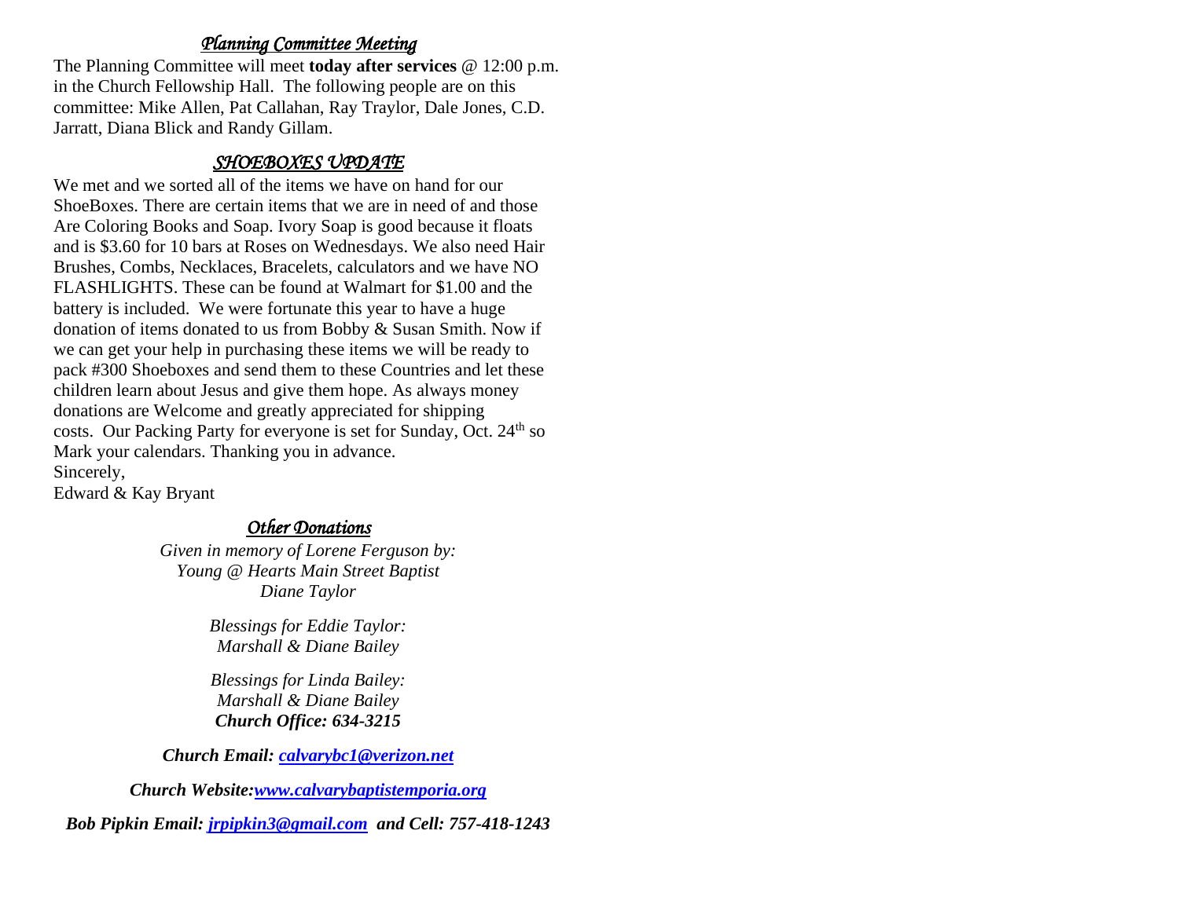## *Planning Committee Meeting*

The Planning Committee will meet **today after services** @ 12:00 p.m. in the Church Fellowship Hall. The following people are on this committee: Mike Allen, Pat Callahan, Ray Traylor, Dale Jones, C.D. Jarratt, Diana Blick and Randy Gillam.

## *SHOEBOXES UPDATE*

We met and we sorted all of the items we have on hand for our ShoeBoxes. There are certain items that we are in need of and those Are Coloring Books and Soap. Ivory Soap is good because it floats and is $3.60 for 10 bars at Roses on Wednesdays. We also need Hair Brushes, Combs, Necklaces, Bracelets, calculators and we have NO FLASHLIGHTS. These can be found at Walmart for $1.00 and the battery is included. We were fortunate this year to have a huge donation of items donated to us from Bobby & Susan Smith. Now if we can get your help in purchasing these items we will be ready to pack #300 Shoeboxes and send them to these Countries and let these children learn about Jesus and give them hope. As always money donations are Welcome and greatly appreciated for shipping costs. Our Packing Party for everyone is set for Sunday, Oct. 24th so Mark your calendars. Thanking you in advance.

Sincerely,

Edward & Kay Bryant

## *Other Donations*

*Given in memory of Lorene Ferguson by:*
*Young @ Hearts Main Street Baptist*
*Diane Taylor*

*Blessings for Eddie Taylor:*
*Marshall & Diane Bailey*

*Blessings for Linda Bailey:*
*Marshall & Diane Bailey*

***Church Office: 634-3215***

***Church Email: calvarybc1@verizon.net***

***Church Website: www.calvarybaptistemporia.org***

***Bob Pipkin Email: jrpipkin3@gmail.com and Cell: 757-418-1243***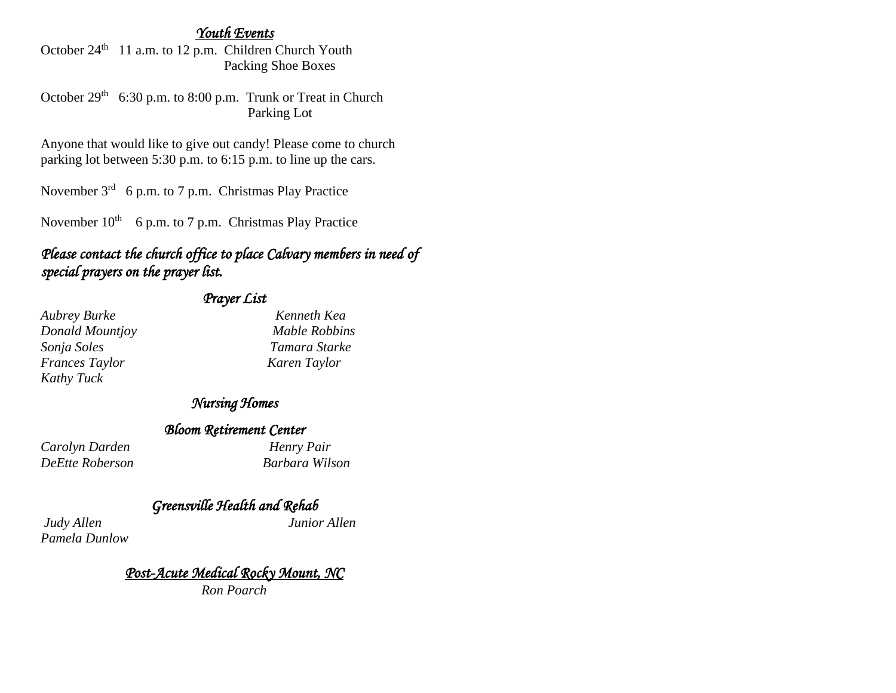## *Youth Events*

October 24th 11 a.m. to 12 p.m. Children Church Youth Packing Shoe Boxes

October 29th 6:30 p.m. to 8:00 p.m. Trunk or Treat in Church Parking Lot

Anyone that would like to give out candy! Please come to church parking lot between 5:30 p.m. to 6:15 p.m. to line up the cars.

November 3rd 6 p.m. to 7 p.m. Christmas Play Practice

November 10th 6 p.m. to 7 p.m. Christmas Play Practice

***Please contact the church office to place Calvary members in need of special prayers on the prayer list.***

### *Prayer List*

*Aubrey Burke*
*Kenneth Kea*
*Donald Mountjoy*
*Mable Robbins*
*Sonja Soles*
*Tamara Starke*
*Frances Taylor*
*Karen Taylor*
*Kathy Tuck*

### *Nursing Homes*

#### *Bloom Retirement Center*

*Carolyn Darden*
*Henry Pair*
*DeEtte Roberson*
*Barbara Wilson*

#### *Greensville Health and Rehab*

*Judy Allen*
*Junior Allen*
*Pamela Dunlow*

#### *Post-Acute Medical Rocky Mount, NC*

*Ron Poarch*